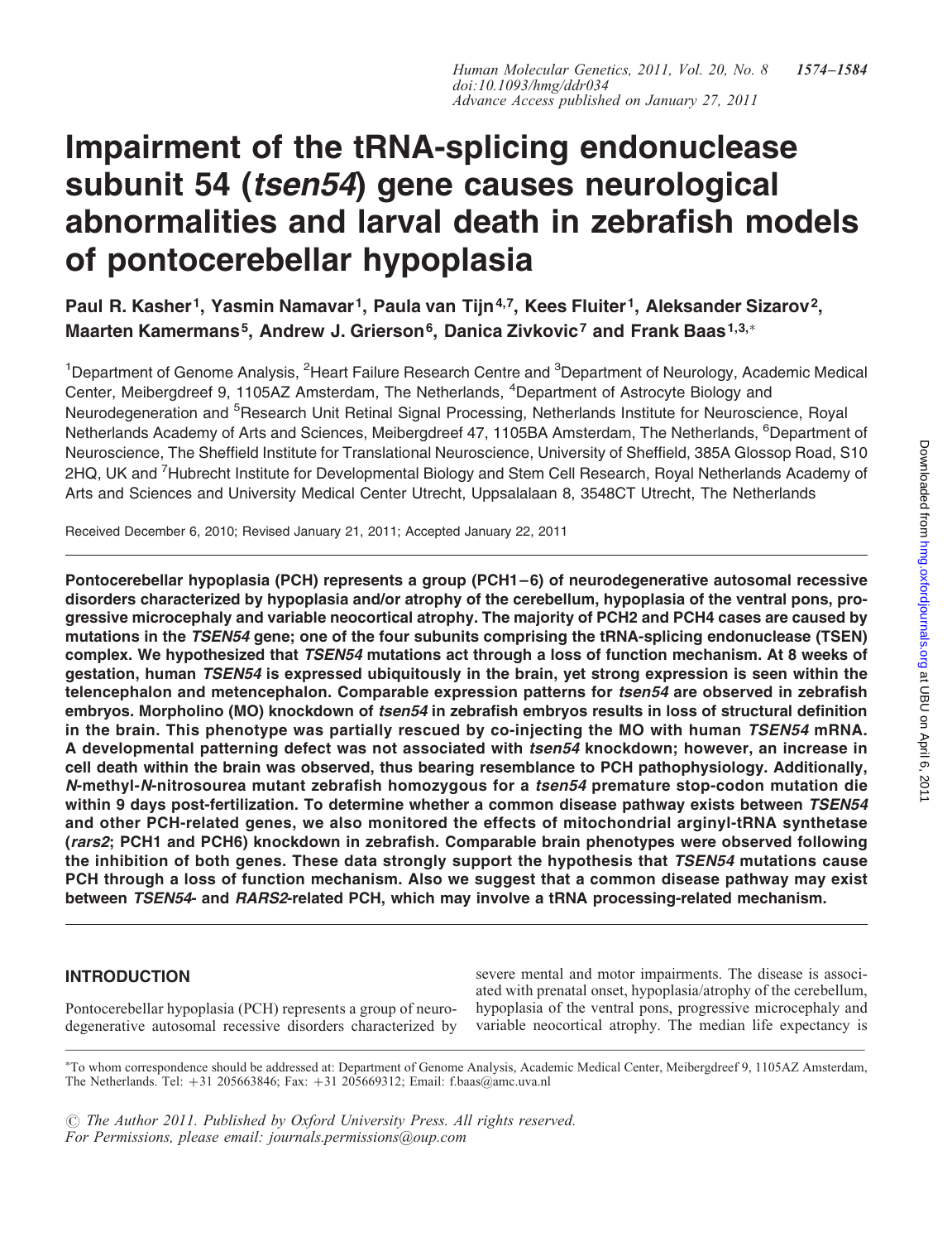# Impairment of the tRNA-splicing endonuclease subunit 54 (*tsen54*) gene causes neurological abnormalities and larval death in zebrafish models of pontocerebellar hypoplasia

**Paul R. Kasher[1], Yasmin Namavar[1], Paula van Tijn[4,7], Kees Fluiter[1], Aleksander Sizarov[2], Maarten Kamermans[5], Andrew J. Grierson[6], Danica Zivkovic[7] and Frank Baas[1,3,*]**

[1]Department of Genome Analysis, [2]Heart Failure Research Centre and [3]Department of Neurology, Academic Medical Center, Meibergdreef 9, 1105AZ Amsterdam, The Netherlands, [4]Department of Astrocyte Biology and Neurodegeneration and [5]Research Unit Retinal Signal Processing, Netherlands Institute for Neuroscience, Royal Netherlands Academy of Arts and Sciences, Meibergdreef 47, 1105BA Amsterdam, The Netherlands, [6]Department of Neuroscience, The Sheffield Institute for Translational Neuroscience, University of Sheffield, 385A Glossop Road, S10 2HQ, UK and [7]Hubrecht Institute for Developmental Biology and Stem Cell Research, Royal Netherlands Academy of Arts and Sciences and University Medical Center Utrecht, Uppsalalaan 8, 3548CT Utrecht, The Netherlands

Received December 6, 2010; Revised January 21, 2011; Accepted January 22, 2011

**Pontocerebellar hypoplasia (PCH) represents a group (PCH1–6) of neurodegenerative autosomal recessive disorders characterized by hypoplasia and/or atrophy of the cerebellum, hypoplasia of the ventral pons, progressive microcephaly and variable neocortical atrophy. The majority of PCH2 and PCH4 cases are caused by mutations in the *TSEN54* gene; one of the four subunits comprising the tRNA-splicing endonuclease (TSEN) complex. We hypothesized that *TSEN54* mutations act through a loss of function mechanism. At 8 weeks of gestation, human *TSEN54* is expressed ubiquitously in the brain, yet strong expression is seen within the telencephalon and metencephalon. Comparable expression patterns for *tsen54* are observed in zebrafish embryos. Morpholino (MO) knockdown of *tsen54* in zebrafish embryos results in loss of structural definition in the brain. This phenotype was partially rescued by co-injecting the MO with human *TSEN54* mRNA. A developmental patterning defect was not associated with *tsen54* knockdown; however, an increase in cell death within the brain was observed, thus bearing resemblance to PCH pathophysiology. Additionally, *N*-methyl-*N*-nitrosourea mutant zebrafish homozygous for a *tsen54* premature stop-codon mutation die within 9 days post-fertilization. To determine whether a common disease pathway exists between *TSEN54* and other PCH-related genes, we also monitored the effects of mitochondrial arginyl-tRNA synthetase (*rars2*; PCH1 and PCH6) knockdown in zebrafish. Comparable brain phenotypes were observed following the inhibition of both genes. These data strongly support the hypothesis that *TSEN54* mutations cause PCH through a loss of function mechanism. Also we suggest that a common disease pathway may exist between *TSEN54*- and *RARS2*-related PCH, which may involve a tRNA processing-related mechanism.**

## INTRODUCTION

Pontocerebellar hypoplasia (PCH) represents a group of neurodegenerative autosomal recessive disorders characterized by severe mental and motor impairments. The disease is associated with prenatal onset, hypoplasia/atrophy of the cerebellum, hypoplasia of the ventral pons, progressive microcephaly and variable neocortical atrophy. The median life expectancy is

*To whom correspondence should be addressed at: Department of Genome Analysis, Academic Medical Center, Meibergdreef 9, 1105AZ Amsterdam, The Netherlands. Tel: +31 205663846; Fax: +31 205669312; Email: f.baas@amc.uva.nl

© The Author 2011. Published by Oxford University Press. All rights reserved. For Permissions, please email: journals.permissions@oup.com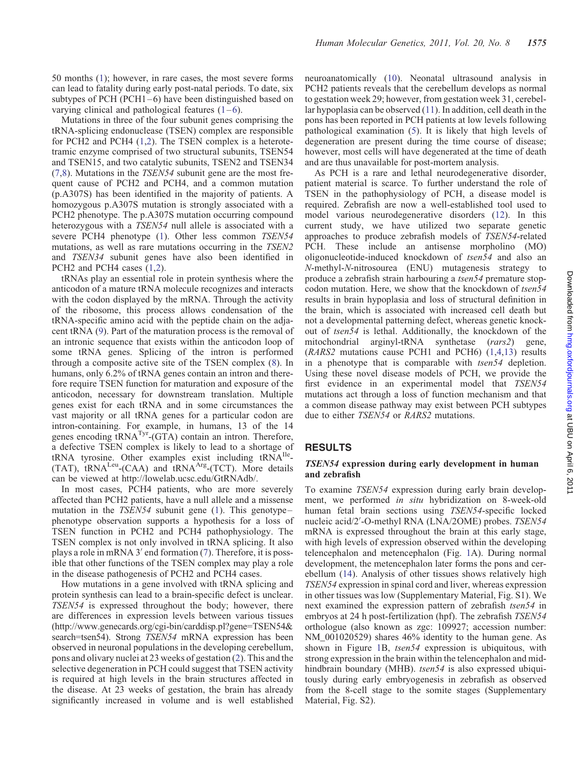50 months (1); however, in rare cases, the most severe forms can lead to fatality during early post-natal periods. To date, six subtypes of PCH (PCH1–6) have been distinguished based on varying clinical and pathological features (1–6).

Mutations in three of the four subunit genes comprising the tRNA-splicing endonuclease (TSEN) complex are responsible for PCH2 and PCH4 (1,2). The TSEN complex is a heterotetramic enzyme comprised of two structural subunits, TSEN54 and TSEN15, and two catalytic subunits, TSEN2 and TSEN34 (7,8). Mutations in the *TSEN54* subunit gene are the most frequent cause of PCH2 and PCH4, and a common mutation (p.A307S) has been identified in the majority of patients. A homozygous p.A307S mutation is strongly associated with a PCH2 phenotype. The p.A307S mutation occurring compound heterozygous with a *TSEN54* null allele is associated with a severe PCH4 phenotype (1). Other less common *TSEN54* mutations, as well as rare mutations occurring in the *TSEN2* and *TSEN34* subunit genes have also been identified in PCH2 and PCH4 cases (1,2).

tRNAs play an essential role in protein synthesis where the anticodon of a mature tRNA molecule recognizes and interacts with the codon displayed by the mRNA. Through the activity of the ribosome, this process allows condensation of the tRNA-specific amino acid with the peptide chain on the adjacent tRNA (9). Part of the maturation process is the removal of an intronic sequence that exists within the anticodon loop of some tRNA genes. Splicing of the intron is performed through a composite active site of the TSEN complex (8). In humans, only 6.2% of tRNA genes contain an intron and therefore require TSEN function for maturation and exposure of the anticodon, necessary for downstream translation. Multiple genes exist for each tRNA and in some circumstances the vast majority or all tRNA genes for a particular codon are intron-containing. For example, in humans, 13 of the 14 genes encoding $tRNA^{Tyr}$-(GTA) contain an intron. Therefore, a defective TSEN complex is likely to lead to a shortage of tRNA tyrosine. Other examples exist including $tRNA^{Ile}$-(TAT), $tRNA^{Leu}$-(CAA) and $tRNA^{Arg}$-(TCT). More details can be viewed at http://lowelab.ucsc.edu/GtRNAdb/.

In most cases, PCH4 patients, who are more severely affected than PCH2 patients, have a null allele and a missense mutation in the *TSEN54* subunit gene (1). This genotype–phenotype observation supports a hypothesis for a loss of TSEN function in PCH2 and PCH4 pathophysiology. The TSEN complex is not only involved in tRNA splicing. It also plays a role in mRNA 3′ end formation (7). Therefore, it is possible that other functions of the TSEN complex may play a role in the disease pathogenesis of PCH2 and PCH4 cases.

How mutations in a gene involved with tRNA splicing and protein synthesis can lead to a brain-specific defect is unclear. *TSEN54* is expressed throughout the body; however, there are differences in expression levels between various tissues (http://www.genecards.org/cgi-bin/carddisp.pl?gene=TSEN54&search=tsen54). Strong *TSEN54* mRNA expression has been observed in neuronal populations in the developing cerebellum, pons and olivary nuclei at 23 weeks of gestation (2). This and the selective degeneration in PCH could suggest that TSEN activity is required at high levels in the brain structures affected in the disease. At 23 weeks of gestation, the brain has already significantly increased in volume and is well established neuroanatomically (10). Neonatal ultrasound analysis in PCH2 patients reveals that the cerebellum develops as normal to gestation week 29; however, from gestation week 31, cerebellar hypoplasia can be observed (11). In addition, cell death in the pons has been reported in PCH patients at low levels following pathological examination (5). It is likely that high levels of degeneration are present during the time course of disease; however, most cells will have degenerated at the time of death and are thus unavailable for post-mortem analysis.

As PCH is a rare and lethal neurodegenerative disorder, patient material is scarce. To further understand the role of TSEN in the pathophysiology of PCH, a disease model is required. Zebrafish are now a well-established tool used to model various neurodegenerative disorders (12). In this current study, we have utilized two separate genetic approaches to produce zebrafish models of *TSEN54*-related PCH. These include an antisense morpholino (MO) oligonucleotide-induced knockdown of *tsen54* and also an *N*-methyl-*N*-nitrosourea (ENU) mutagenesis strategy to produce a zebrafish strain harbouring a *tsen54* premature stop-codon mutation. Here, we show that the knockdown of *tsen54* results in brain hypoplasia and loss of structural definition in the brain, which is associated with increased cell death but not a developmental patterning defect, whereas genetic knockout of *tsen54* is lethal. Additionally, the knockdown of the mitochondrial arginyl-tRNA synthetase (*rars2*) gene, (*RARS2* mutations cause PCH1 and PCH6) (1,4,13) results in a phenotype that is comparable with *tsen54* depletion. Using these novel disease models of PCH, we provide the first evidence in an experimental model that *TSEN54* mutations act through a loss of function mechanism and that a common disease pathway may exist between PCH subtypes due to either *TSEN54* or *RARS2* mutations.

## RESULTS

### *TSEN54* expression during early development in human and zebrafish

To examine *TSEN54* expression during early brain development, we performed *in situ* hybridization on 8-week-old human fetal brain sections using *TSEN54*-specific locked nucleic acid/2′-O-methyl RNA (LNA/2OME) probes. *TSEN54* mRNA is expressed throughout the brain at this early stage, with high levels of expression observed within the developing telencephalon and metencephalon (Fig. 1A). During normal development, the metencephalon later forms the pons and cerebellum (14). Analysis of other tissues shows relatively high *TSEN54* expression in spinal cord and liver, whereas expression in other tissues was low (Supplementary Material, Fig. S1). We next examined the expression pattern of zebrafish *tsen54* in embryos at 24 h post-fertilization (hpf). The zebrafish *TSEN54* orthologue (also known as zgc: 109927; accession number: NM_001020529) shares 46% identity to the human gene. As shown in Figure 1B, *tsen54* expression is ubiquitous, with strong expression in the brain within the telencephalon and mid-hindbrain boundary (MHB). *tsen54* is also expressed ubiquitously during early embryogenesis in zebrafish as observed from the 8-cell stage to the somite stages (Supplementary Material, Fig. S2).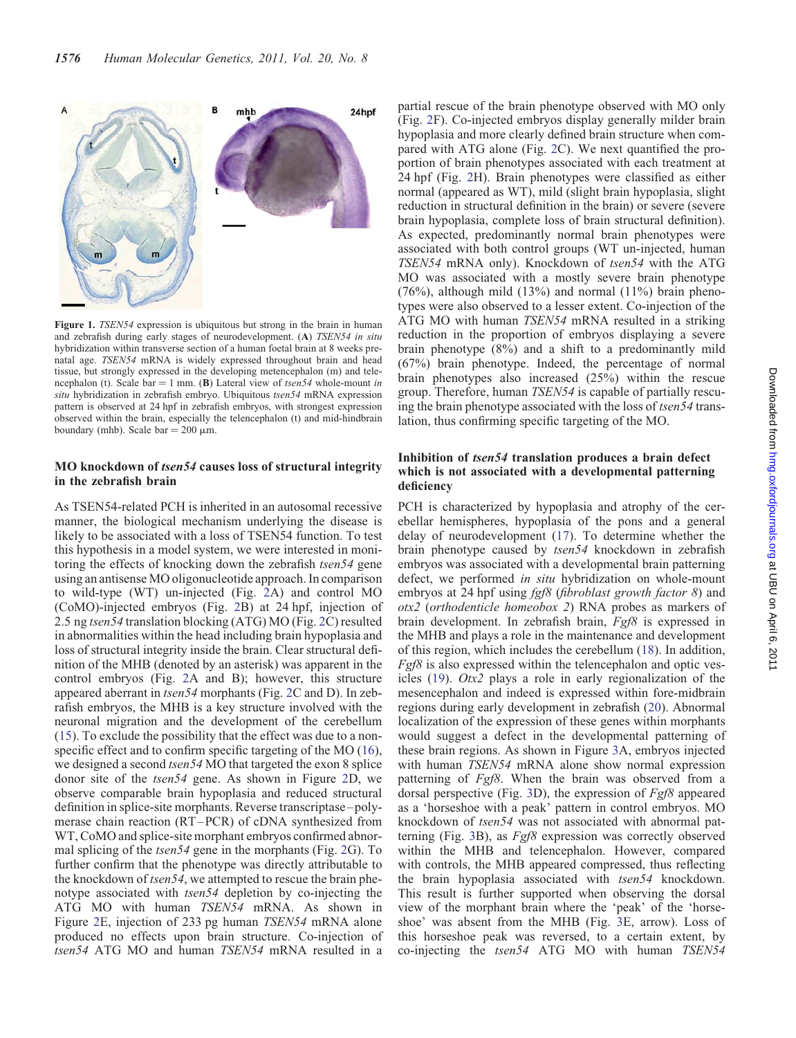**Figure 1.** *TSEN54* expression is ubiquitous but strong in the brain in human and zebrafish during early stages of neurodevelopment. (**A**) *TSEN54 in situ* hybridization within transverse section of a human foetal brain at 8 weeks prenatal age. *TSEN54* mRNA is widely expressed throughout brain and head tissue, but strongly expressed in the developing metencephalon (m) and telencephalon (t). Scale bar = 1 mm. (**B**) Lateral view of *tsen54* whole-mount *in situ* hybridization in zebrafish embryo. Ubiquitous *tsen54* mRNA expression pattern is observed at 24 hpf in zebrafish embryos, with strongest expression observed within the brain, especially the telencephalon (t) and mid-hindbrain boundary (mhb). Scale bar = 200 μm.

### MO knockdown of *tsen54* causes loss of structural integrity in the zebrafish brain

As TSEN54-related PCH is inherited in an autosomal recessive manner, the biological mechanism underlying the disease is likely to be associated with a loss of TSEN54 function. To test this hypothesis in a model system, we were interested in monitoring the effects of knocking down the zebrafish *tsen54* gene using an antisense MO oligonucleotide approach. In comparison to wild-type (WT) un-injected (Fig. 2A) and control MO (CoMO)-injected embryos (Fig. 2B) at 24 hpf, injection of 2.5 ng *tsen54* translation blocking (ATG) MO (Fig. 2C) resulted in abnormalities within the head including brain hypoplasia and loss of structural integrity inside the brain. Clear structural definition of the MHB (denoted by an asterisk) was apparent in the control embryos (Fig. 2A and B); however, this structure appeared aberrant in *tsen54* morphants (Fig. 2C and D). In zebrafish embryos, the MHB is a key structure involved with the neuronal migration and the development of the cerebellum (15). To exclude the possibility that the effect was due to a non-specific effect and to confirm specific targeting of the MO (16), we designed a second *tsen54* MO that targeted the exon 8 splice donor site of the *tsen54* gene. As shown in Figure 2D, we observe comparable brain hypoplasia and reduced structural definition in splice-site morphants. Reverse transcriptase–polymerase chain reaction (RT–PCR) of cDNA synthesized from WT, CoMO and splice-site morphant embryos confirmed abnormal splicing of the *tsen54* gene in the morphants (Fig. 2G). To further confirm that the phenotype was directly attributable to the knockdown of *tsen54*, we attempted to rescue the brain phenotype associated with *tsen54* depletion by co-injecting the ATG MO with human *TSEN54* mRNA. As shown in Figure 2E, injection of 233 pg human *TSEN54* mRNA alone produced no effects upon brain structure. Co-injection of *tsen54* ATG MO and human *TSEN54* mRNA resulted in a partial rescue of the brain phenotype observed with MO only (Fig. 2F). Co-injected embryos display generally milder brain hypoplasia and more clearly defined brain structure when compared with ATG alone (Fig. 2C). We next quantified the proportion of brain phenotypes associated with each treatment at 24 hpf (Fig. 2H). Brain phenotypes were classified as either normal (appeared as WT), mild (slight brain hypoplasia, slight reduction in structural definition in the brain) or severe (severe brain hypoplasia, complete loss of brain structural definition). As expected, predominantly normal brain phenotypes were associated with both control groups (WT un-injected, human *TSEN54* mRNA only). Knockdown of *tsen54* with the ATG MO was associated with a mostly severe brain phenotype (76%), although mild (13%) and normal (11%) brain phenotypes were also observed to a lesser extent. Co-injection of the ATG MO with human *TSEN54* mRNA resulted in a striking reduction in the proportion of embryos displaying a severe brain phenotype (8%) and a shift to a predominantly mild (67%) brain phenotype. Indeed, the percentage of normal brain phenotypes also increased (25%) within the rescue group. Therefore, human *TSEN54* is capable of partially rescuing the brain phenotype associated with the loss of *tsen54* translation, thus confirming specific targeting of the MO.

### Inhibition of *tsen54* translation produces a brain defect which is not associated with a developmental patterning deficiency

PCH is characterized by hypoplasia and atrophy of the cerebellar hemispheres, hypoplasia of the pons and a general delay of neurodevelopment (17). To determine whether the brain phenotype caused by *tsen54* knockdown in zebrafish embryos was associated with a developmental brain patterning defect, we performed *in situ* hybridization on whole-mount embryos at 24 hpf using *fgf8* (*fibroblast growth factor 8*) and *otx2* (*orthodenticle homeobox 2*) RNA probes as markers of brain development. In zebrafish brain, *Fgf8* is expressed in the MHB and plays a role in the maintenance and development of this region, which includes the cerebellum (18). In addition, *Fgf8* is also expressed within the telencephalon and optic vesicles (19). *Otx2* plays a role in early regionalization of the mesencephalon and indeed is expressed within fore-midbrain regions during early development in zebrafish (20). Abnormal localization of the expression of these genes within morphants would suggest a defect in the developmental patterning of these brain regions. As shown in Figure 3A, embryos injected with human *TSEN54* mRNA alone show normal expression patterning of *Fgf8*. When the brain was observed from a dorsal perspective (Fig. 3D), the expression of *Fgf8* appeared as a 'horseshoe with a peak' pattern in control embryos. MO knockdown of *tsen54* was not associated with abnormal patterning (Fig. 3B), as *Fgf8* expression was correctly observed within the MHB and telencephalon. However, compared with controls, the MHB appeared compressed, thus reflecting the brain hypoplasia associated with *tsen54* knockdown. This result is further supported when observing the dorsal view of the morphant brain where the 'peak' of the 'horseshoe' was absent from the MHB (Fig. 3E, arrow). Loss of this horseshoe peak was reversed, to a certain extent, by co-injecting the *tsen54* ATG MO with human *TSEN54*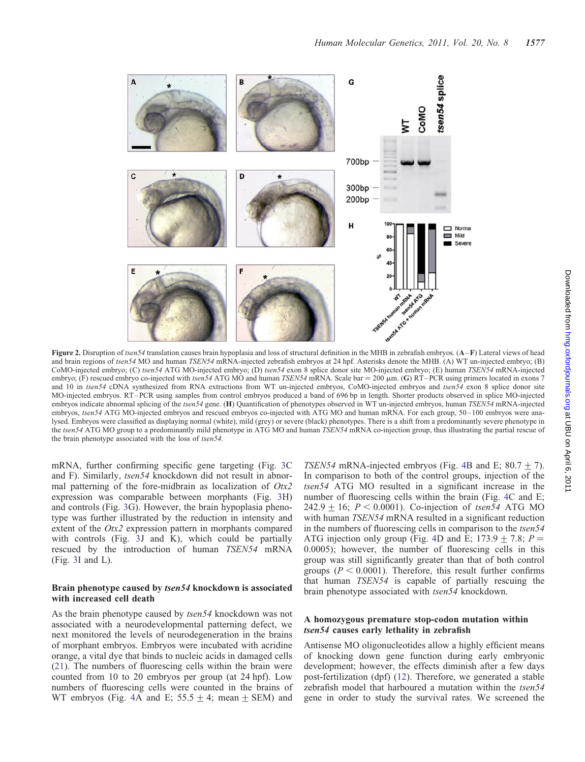**Figure 2.** Disruption of *tsen54* translation causes brain hypoplasia and loss of structural definition in the MHB in zebrafish embryos. (**A**–**F**) Lateral views of head and brain regions of *tsen54* MO and human *TSEN54* mRNA-injected zebrafish embryos at 24 hpf. Asterisks denote the MHB. (A) WT un-injected embryo; (B) CoMO-injected embryo; (C) *tsen54* ATG MO-injected embryo; (D) *tsen54* exon 8 splice donor site MO-injected embryo; (E) human *TSEN54* mRNA-injected embryo; (F) rescued embryo co-injected with *tsen54* ATG MO and human *TSEN54* mRNA. Scale bar = 200 µm. (**G**) RT–PCR using primers located in exons 7 and 10 in *tsen54* cDNA synthesized from RNA extractions from WT un-injected embryos, CoMO-injected embryos and *tsen54* exon 8 splice donor site MO-injected embryos. RT–PCR using samples from control embryos produced a band of 696 bp in length. Shorter products observed in splice MO-injected embryos indicate abnormal splicing of the *tsen54* gene. (**H**) Quantification of phenotypes observed in WT un-injected embryos, human *TSEN54* mRNA-injected embryos, *tsen54* ATG MO-injected embryos and rescued embryos co-injected with ATG MO and human mRNA. For each group, 50–100 embryos were analysed. Embryos were classified as displaying normal (white), mild (grey) or severe (black) phenotypes. There is a shift from a predominantly severe phenotype in the *tsen54* ATG MO group to a predominantly mild phenotype in ATG MO and human *TSEN54* mRNA co-injection group, thus illustrating the partial rescue of the brain phenotype associated with the loss of *tsen54*.

mRNA, further confirming specific gene targeting (Fig. 3C and F). Similarly, *tsen54* knockdown did not result in abnormal patterning of the fore-midbrain as localization of *Otx2* expression was comparable between morphants (Fig. 3H) and controls (Fig. 3G). However, the brain hypoplasia phenotype was further illustrated by the reduction in intensity and extent of the *Otx2* expression pattern in morphants compared with controls (Fig. 3J and K), which could be partially rescued by the introduction of human *TSEN54* mRNA (Fig. 3I and L).

### Brain phenotype caused by *tsen54* knockdown is associated with increased cell death

As the brain phenotype caused by *tsen54* knockdown was not associated with a neurodevelopmental patterning defect, we next monitored the levels of neurodegeneration in the brains of morphant embryos. Embryos were incubated with acridine orange, a vital dye that binds to nucleic acids in damaged cells (21). The numbers of fluorescing cells within the brain were counted from 10 to 20 embryos per group (at 24 hpf). Low numbers of fluorescing cells were counted in the brains of WT embryos (Fig. 4A and E; $55.5 \pm 4$; mean $\pm$ SEM) and *TSEN54* mRNA-injected embryos (Fig. 4B and E; $80.7 \pm 7$). In comparison to both of the control groups, injection of the *tsen54* ATG MO resulted in a significant increase in the number of fluorescing cells within the brain (Fig. 4C and E; $242.9 \pm 16$; $P < 0.0001$). Co-injection of *tsen54* ATG MO with human *TSEN54* mRNA resulted in a significant reduction in the numbers of fluorescing cells in comparison to the *tsen54* ATG injection only group (Fig. 4D and E; $173.9 \pm 7.8$; $P = 0.0005$); however, the number of fluorescing cells in this group was still significantly greater than that of both control groups ($P < 0.0001$). Therefore, this result further confirms that human *TSEN54* is capable of partially rescuing the brain phenotype associated with *tsen54* knockdown.

### A homozygous premature stop-codon mutation within *tsen54* causes early lethality in zebrafish

Antisense MO oligonucleotides allow a highly efficient means of knocking down gene function during early embryonic development; however, the effects diminish after a few days post-fertilization (dpf) (12). Therefore, we generated a stable zebrafish model that harboured a mutation within the *tsen54* gene in order to study the survival rates. We screened the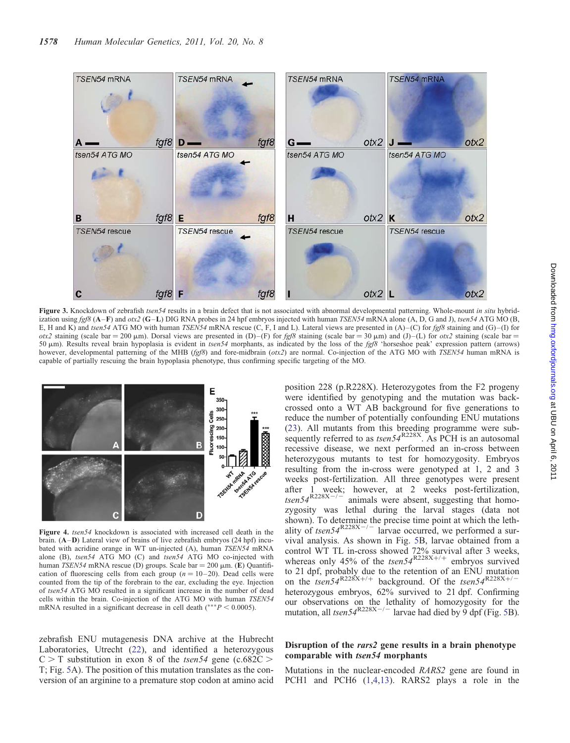**Figure 3.** Knockdown of zebrafish *tsen54* results in a brain defect that is not associated with abnormal developmental patterning. Whole-mount *in situ* hybridization using *fgf8* (**A**–**F**) and *otx2* (**G**–**L**) DIG RNA probes in 24 hpf embryos injected with human *TSEN54* mRNA alone (A, D, G and J), *tsen54* ATG MO (B, E, H and K) and *tsen54* ATG MO with human *TSEN54* mRNA rescue (C, F, I and L). Lateral views are presented in (A)–(C) for *fgf8* staining and (G)–(I) for *otx2* staining (scale bar = 200 μm). Dorsal views are presented in (D)–(F) for *fgf8* staining (scale bar = 30 μm) and (J)–(L) for *otx2* staining (scale bar = 50 μm). Results reveal brain hypoplasia is evident in *tsen54* morphants, as indicated by the loss of the *fgf8* 'horseshoe peak' expression pattern (arrows) however, developmental patterning of the MHB (*fgf8*) and fore-midbrain (*otx2*) are normal. Co-injection of the ATG MO with *TSEN54* human mRNA is capable of partially rescuing the brain hypoplasia phenotype, thus confirming specific targeting of the MO.

**Figure 4.** *tsen54* knockdown is associated with increased cell death in the brain. (**A**–**D**) Lateral view of brains of live zebrafish embryos (24 hpf) incubated with acridine orange in WT un-injected (A), human *TSEN54* mRNA alone (B), *tsen54* ATG MO (C) and *tsen54* ATG MO co-injected with human *TSEN54* mRNA rescue (D) groups. Scale bar = 200 μm. (**E**) Quantification of fluorescing cells from each group ($n = 10$–$20$). Dead cells were counted from the tip of the forebrain to the ear, excluding the eye. Injection of *tsen54* ATG MO resulted in a significant increase in the number of dead cells within the brain. Co-injection of the ATG MO with human *TSEN54* mRNA resulted in a significant decrease in cell death ($^{***}P < 0.0005$).

zebrafish ENU mutagenesis DNA archive at the Hubrecht Laboratories, Utrecht (22), and identified a heterozygous C > T substitution in exon 8 of the *tsen54* gene (c.682C > T; Fig. 5A). The position of this mutation translates as the conversion of an arginine to a premature stop codon at amino acid position 228 (p.R228X). Heterozygotes from the F2 progeny were identified by genotyping and the mutation was backcrossed onto a WT AB background for five generations to reduce the number of potentially confounding ENU mutations (23). All mutants from this breeding programme were subsequently referred to as $tsen54^{R228X}$. As PCH is an autosomal recessive disease, we next performed an in-cross between heterozygous mutants to test for homozygosity. Embryos resulting from the in-cross were genotyped at 1, 2 and 3 weeks post-fertilization. All three genotypes were present after 1 week; however, at 2 weeks post-fertilization, $tsen54^{R228X-/-}$ animals were absent, suggesting that homozygosity was lethal during the larval stages (data not shown). To determine the precise time point at which the lethality of $tsen54^{R228X-/-}$ larvae occurred, we performed a survival analysis. As shown in Fig. 5B, larvae obtained from a control WT TL in-cross showed 72% survival after 3 weeks, whereas only 45% of the $tsen54^{R228X+/+}$ embryos survived to 21 dpf, probably due to the retention of an ENU mutation on the $tsen54^{R228X+/+}$ background. Of the $tsen54^{R228X+/-}$ heterozygous embryos, 62% survived to 21 dpf. Confirming our observations on the lethality of homozygosity for the mutation, all $tsen54^{R228X-/-}$ larvae had died by 9 dpf (Fig. 5B).

### Disruption of the *rars2* gene results in a brain phenotype comparable with *tsen54* morphants

Mutations in the nuclear-encoded *RARS2* gene are found in PCH1 and PCH6 (1,4,13). RARS2 plays a role in the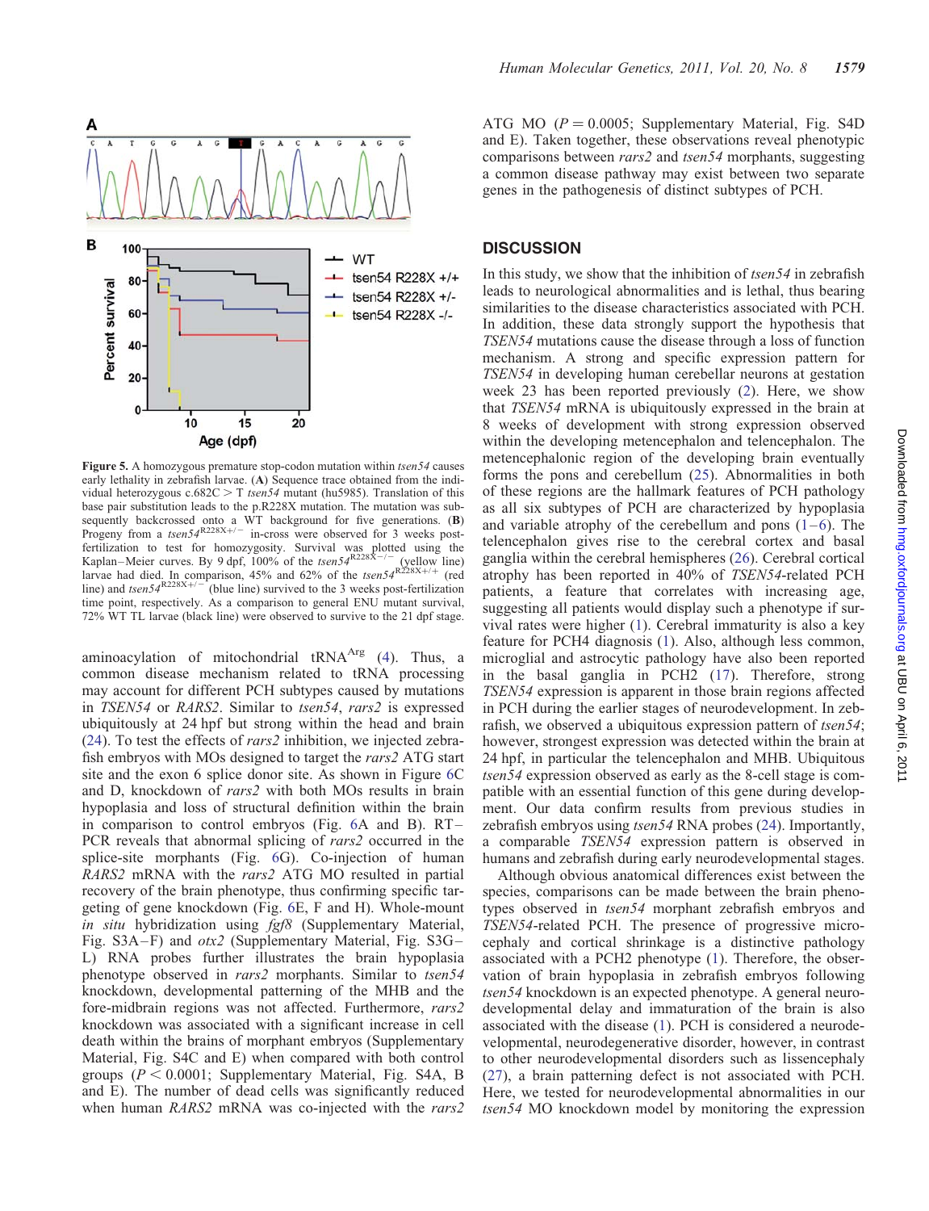Figure 5. A homozygous premature stop-codon mutation within *tsen54* causes early lethality in zebrafish larvae. (**A**) Sequence trace obtained from the individual heterozygous c.682C > T *tsen54* mutant (hu5985). Translation of this base pair substitution leads to the p.R228X mutation. The mutation was subsequently backcrossed onto a WT background for five generations. (**B**) Progeny from a *tsen54*$^{R228X+/-}$ in-cross were observed for 3 weeks post-fertilization to test for homozygosity. Survival was plotted using the Kaplan–Meier curves. By 9 dpf, 100% of the *tsen54*$^{R228X-/-}$ (yellow line) larvae had died. In comparison, 45% and 62% of the *tsen54*$^{R228X+/+}$ (red line) and *tsen54*$^{R228X+/-}$ (blue line) survived to the 3 weeks post-fertilization time point, respectively. As a comparison to general ENU mutant survival, 72% WT TL larvae (black line) were observed to survive to the 21 dpf stage.

aminoacylation of mitochondrial tRNA$^{Arg}$ (4). Thus, a common disease mechanism related to tRNA processing may account for different PCH subtypes caused by mutations in *TSEN54* or *RARS2*. Similar to *tsen54*, *rars2* is expressed ubiquitously at 24 hpf but strong within the head and brain (24). To test the effects of *rars2* inhibition, we injected zebrafish embryos with MOs designed to target the *rars2* ATG start site and the exon 6 splice donor site. As shown in Figure 6C and D, knockdown of *rars2* with both MOs results in brain hypoplasia and loss of structural definition within the brain in comparison to control embryos (Fig. 6A and B). RT–PCR reveals that abnormal splicing of *rars2* occurred in the splice-site morphants (Fig. 6G). Co-injection of human *RARS2* mRNA with the *rars2* ATG MO resulted in partial recovery of the brain phenotype, thus confirming specific targeting of gene knockdown (Fig. 6E, F and H). Whole-mount *in situ* hybridization using *fgf8* (Supplementary Material, Fig. S3A–F) and *otx2* (Supplementary Material, Fig. S3G–L) RNA probes further illustrates the brain hypoplasia phenotype observed in *rars2* morphants. Similar to *tsen54* knockdown, developmental patterning of the MHB and the fore-midbrain regions was not affected. Furthermore, *rars2* knockdown was associated with a significant increase in cell death within the brains of morphant embryos (Supplementary Material, Fig. S4C and E) when compared with both control groups ($P < 0.0001$; Supplementary Material, Fig. S4A, B and E). The number of dead cells was significantly reduced when human *RARS2* mRNA was co-injected with the *rars2* ATG MO ($P = 0.0005$; Supplementary Material, Fig. S4D and E). Taken together, these observations reveal phenotypic comparisons between *rars2* and *tsen54* morphants, suggesting a common disease pathway may exist between two separate genes in the pathogenesis of distinct subtypes of PCH.

## DISCUSSION

In this study, we show that the inhibition of *tsen54* in zebrafish leads to neurological abnormalities and is lethal, thus bearing similarities to the disease characteristics associated with PCH. In addition, these data strongly support the hypothesis that *TSEN54* mutations cause the disease through a loss of function mechanism. A strong and specific expression pattern for *TSEN54* in developing human cerebellar neurons at gestation week 23 has been reported previously (2). Here, we show that *TSEN54* mRNA is ubiquitously expressed in the brain at 8 weeks of development with strong expression observed within the developing metencephalon and telencephalon. The metencephalonic region of the developing brain eventually forms the pons and cerebellum (25). Abnormalities in both of these regions are the hallmark features of PCH pathology as all six subtypes of PCH are characterized by hypoplasia and variable atrophy of the cerebellum and pons (1–6). The telencephalon gives rise to the cerebral cortex and basal ganglia within the cerebral hemispheres (26). Cerebral cortical atrophy has been reported in 40% of *TSEN54*-related PCH patients, a feature that correlates with increasing age, suggesting all patients would display such a phenotype if survival rates were higher (1). Cerebral immaturity is also a key feature for PCH4 diagnosis (1). Also, although less common, microglial and astrocytic pathology have also been reported in the basal ganglia in PCH2 (17). Therefore, strong *TSEN54* expression is apparent in those brain regions affected in PCH during the earlier stages of neurodevelopment. In zebrafish, we observed a ubiquitous expression pattern of *tsen54*; however, strongest expression was detected within the brain at 24 hpf, in particular the telencephalon and MHB. Ubiquitous *tsen54* expression observed as early as the 8-cell stage is compatible with an essential function of this gene during development. Our data confirm results from previous studies in zebrafish embryos using *tsen54* RNA probes (24). Importantly, a comparable *TSEN54* expression pattern is observed in humans and zebrafish during early neurodevelopmental stages.

Although obvious anatomical differences exist between the species, comparisons can be made between the brain phenotypes observed in *tsen54* morphant zebrafish embryos and *TSEN54*-related PCH. The presence of progressive microcephaly and cortical shrinkage is a distinctive pathology associated with a PCH2 phenotype (1). Therefore, the observation of brain hypoplasia in zebrafish embryos following *tsen54* knockdown is an expected phenotype. A general neurodevelopmental delay and immaturation of the brain is also associated with the disease (1). PCH is considered a neurodevelopmental, neurodegenerative disorder, however, in contrast to other neurodevelopmental disorders such as lissencephaly (27), a brain patterning defect is not associated with PCH. Here, we tested for neurodevelopmental abnormalities in our *tsen54* MO knockdown model by monitoring the expression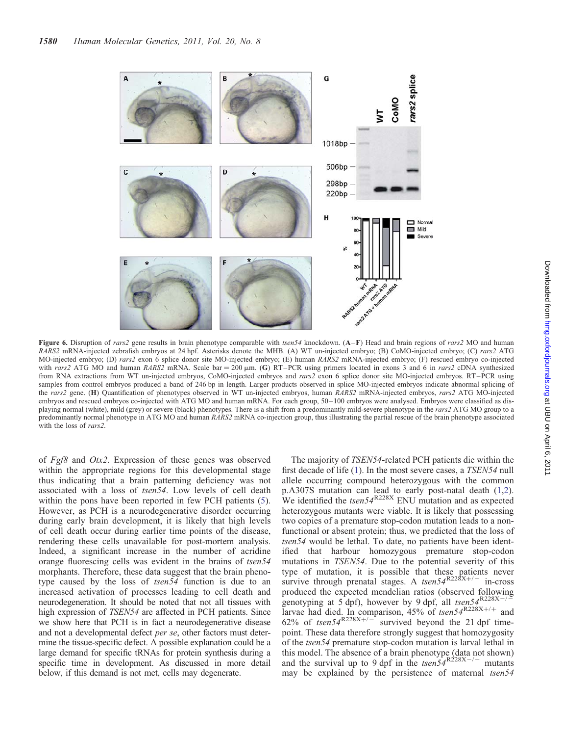Figure 6. Disruption of *rars2* gene results in brain phenotype comparable with *tsen54* knockdown. (**A**–**F**) Head and brain regions of *rars2* MO and human *RARS2* mRNA-injected zebrafish embryos at 24 hpf. Asterisks denote the MHB. (A) WT un-injected embryo; (B) CoMO-injected embryo; (C) *rars2* ATG MO-injected embryo; (D) *rars2* exon 6 splice donor site MO-injected embryo; (E) human *RARS2* mRNA-injected embryo; (F) rescued embryo co-injected with *rars2* ATG MO and human *RARS2* mRNA. Scale bar = 200 µm. (**G**) RT–PCR using primers located in exons 3 and 6 in *rars2* cDNA synthesized from RNA extractions from WT un-injected embryos, CoMO-injected embryos and *rars2* exon 6 splice donor site MO-injected embryos. RT–PCR using samples from control embryos produced a band of 246 bp in length. Larger products observed in splice MO-injected embryos indicate abnormal splicing of the *rars2* gene. (**H**) Quantification of phenotypes observed in WT un-injected embryos, human *RARS2* mRNA-injected embryos, *rars2* ATG MO-injected embryos and rescued embryos co-injected with ATG MO and human mRNA. For each group, 50–100 embryos were analysed. Embryos were classified as displaying normal (white), mild (grey) or severe (black) phenotypes. There is a shift from a predominantly mild-severe phenotype in the *rars2* ATG MO group to a predominantly normal phenotype in ATG MO and human *RARS2* mRNA co-injection group, thus illustrating the partial rescue of the brain phenotype associated with the loss of *rars2*.

of *Fgf8* and *Otx2*. Expression of these genes was observed within the appropriate regions for this developmental stage thus indicating that a brain patterning deficiency was not associated with a loss of *tsen54*. Low levels of cell death within the pons have been reported in few PCH patients (5). However, as PCH is a neurodegenerative disorder occurring during early brain development, it is likely that high levels of cell death occur during earlier time points of the disease, rendering these cells unavailable for post-mortem analysis. Indeed, a significant increase in the number of acridine orange fluorescing cells was evident in the brains of *tsen54* morphants. Therefore, these data suggest that the brain phenotype caused by the loss of *tsen54* function is due to an increased activation of processes leading to cell death and neurodegeneration. It should be noted that not all tissues with high expression of *TSEN54* are affected in PCH patients. Since we show here that PCH is in fact a neurodegenerative disease and not a developmental defect *per se*, other factors must determine the tissue-specific defect. A possible explanation could be a large demand for specific tRNAs for protein synthesis during a specific time in development. As discussed in more detail below, if this demand is not met, cells may degenerate.

The majority of *TSEN54*-related PCH patients die within the first decade of life (1). In the most severe cases, a *TSEN54* null allele occurring compound heterozygous with the common p.A307S mutation can lead to early post-natal death (1,2). We identified the $tsen54^{R228X}$ ENU mutation and as expected heterozygous mutants were viable. It is likely that possessing two copies of a premature stop-codon mutation leads to a non-functional or absent protein; thus, we predicted that the loss of *tsen54* would be lethal. To date, no patients have been identified that harbour homozygous premature stop-codon mutations in *TSEN54*. Due to the potential severity of this type of mutation, it is possible that these patients never survive through prenatal stages. A $tsen54^{R228X+/-}$ in-cross produced the expected mendelian ratios (observed following genotyping at 5 dpf), however by 9 dpf, all $tsen54^{R228X-/-}$ larvae had died. In comparison, 45% of $tsen54^{R228X+/+}$ and 62% of $tsen54^{R228X+/-}$ survived beyond the 21 dpf time-point. These data therefore strongly suggest that homozygosity of the *tsen54* premature stop-codon mutation is larval lethal in this model. The absence of a brain phenotype (data not shown) and the survival up to 9 dpf in the $tsen54^{R228X-/-}$ mutants may be explained by the persistence of maternal *tsen54*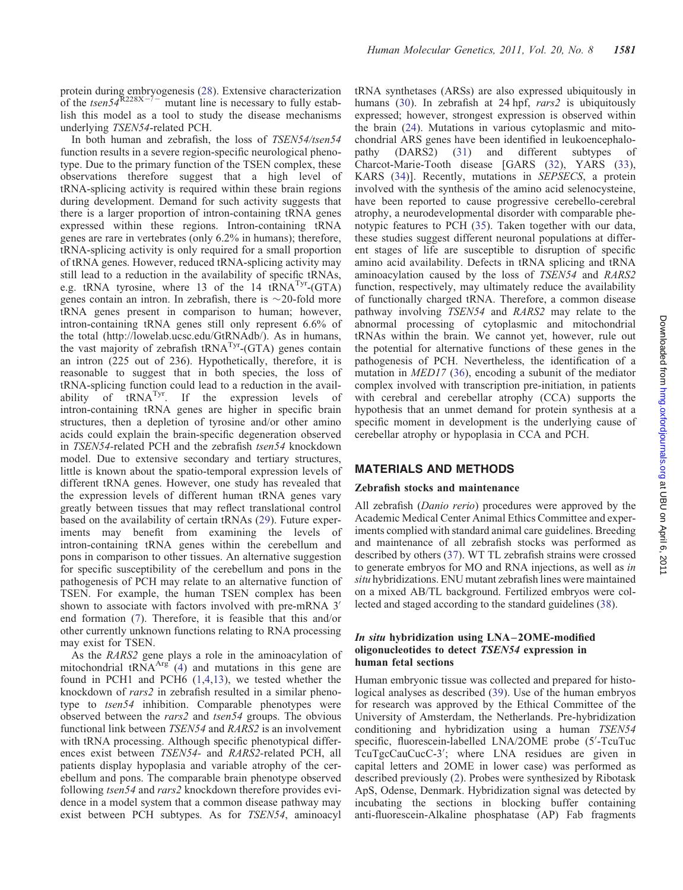protein during embryogenesis (28). Extensive characterization of the *tsen54*$^{R228X-/-}$ mutant line is necessary to fully establish this model as a tool to study the disease mechanisms underlying *TSEN54*-related PCH.

In both human and zebrafish, the loss of *TSEN54/tsen54* function results in a severe region-specific neurological phenotype. Due to the primary function of the TSEN complex, these observations therefore suggest that a high level of tRNA-splicing activity is required within these brain regions during development. Demand for such activity suggests that there is a larger proportion of intron-containing tRNA genes expressed within these regions. Intron-containing tRNA genes are rare in vertebrates (only 6.2% in humans); therefore, tRNA-splicing activity is only required for a small proportion of tRNA genes. However, reduced tRNA-splicing activity may still lead to a reduction in the availability of specific tRNAs, e.g. tRNA tyrosine, where 13 of the 14 tRNA$^{Tyr}$-(GTA) genes contain an intron. In zebrafish, there is ~20-fold more tRNA genes present in comparison to human; however, intron-containing tRNA genes still only represent 6.6% of the total (http://lowelab.ucsc.edu/GtRNAdb/). As in humans, the vast majority of zebrafish tRNA$^{Tyr}$-(GTA) genes contain an intron (225 out of 236). Hypothetically, therefore, it is reasonable to suggest that in both species, the loss of tRNA-splicing function could lead to a reduction in the availability of tRNA$^{Tyr}$. If the expression levels of intron-containing tRNA genes are higher in specific brain structures, then a depletion of tyrosine and/or other amino acids could explain the brain-specific degeneration observed in *TSEN54*-related PCH and the zebrafish *tsen54* knockdown model. Due to extensive secondary and tertiary structures, little is known about the spatio-temporal expression levels of different tRNA genes. However, one study has revealed that the expression levels of different human tRNA genes vary greatly between tissues that may reflect translational control based on the availability of certain tRNAs (29). Future experiments may benefit from examining the levels of intron-containing tRNA genes within the cerebellum and pons in comparison to other tissues. An alternative suggestion for specific susceptibility of the cerebellum and pons in the pathogenesis of PCH may relate to an alternative function of TSEN. For example, the human TSEN complex has been shown to associate with factors involved with pre-mRNA 3′ end formation (7). Therefore, it is feasible that this and/or other currently unknown functions relating to RNA processing may exist for TSEN.

As the *RARS2* gene plays a role in the aminoacylation of mitochondrial tRNA$^{Arg}$ (4) and mutations in this gene are found in PCH1 and PCH6 (1,4,13), we tested whether the knockdown of *rars2* in zebrafish resulted in a similar phenotype to *tsen54* inhibition. Comparable phenotypes were observed between the *rars2* and *tsen54* groups. The obvious functional link between *TSEN54* and *RARS2* is an involvement with tRNA processing. Although specific phenotypical differences exist between *TSEN54*- and *RARS2*-related PCH, all patients display hypoplasia and variable atrophy of the cerebellum and pons. The comparable brain phenotype observed following *tsen54* and *rars2* knockdown therefore provides evidence in a model system that a common disease pathway may exist between PCH subtypes. As for *TSEN54*, aminoacyl tRNA synthetases (ARSs) are also expressed ubiquitously in humans (30). In zebrafish at 24 hpf, *rars2* is ubiquitously expressed; however, strongest expression is observed within the brain (24). Mutations in various cytoplasmic and mitochondrial ARS genes have been identified in leukoencephalopathy (DARS2) (31) and different subtypes of Charcot-Marie-Tooth disease [GARS (32), YARS (33), KARS (34)]. Recently, mutations in *SEPSECS*, a protein involved with the synthesis of the amino acid selenocysteine, have been reported to cause progressive cerebello-cerebral atrophy, a neurodevelopmental disorder with comparable phenotypic features to PCH (35). Taken together with our data, these studies suggest different neuronal populations at different stages of life are susceptible to disruption of specific amino acid availability. Defects in tRNA splicing and tRNA aminoacylation caused by the loss of *TSEN54* and *RARS2* function, respectively, may ultimately reduce the availability of functionally charged tRNA. Therefore, a common disease pathway involving *TSEN54* and *RARS2* may relate to the abnormal processing of cytoplasmic and mitochondrial tRNAs within the brain. We cannot yet, however, rule out the potential for alternative functions of these genes in the pathogenesis of PCH. Nevertheless, the identification of a mutation in *MED17* (36), encoding a subunit of the mediator complex involved with transcription pre-initiation, in patients with cerebral and cerebellar atrophy (CCA) supports the hypothesis that an unmet demand for protein synthesis at a specific moment in development is the underlying cause of cerebellar atrophy or hypoplasia in CCA and PCH.

## MATERIALS AND METHODS

### Zebrafish stocks and maintenance

All zebrafish (*Danio rerio*) procedures were approved by the Academic Medical Center Animal Ethics Committee and experiments complied with standard animal care guidelines. Breeding and maintenance of all zebrafish stocks was performed as described by others (37). WT TL zebrafish strains were crossed to generate embryos for MO and RNA injections, as well as *in situ* hybridizations. ENU mutant zebrafish lines were maintained on a mixed AB/TL background. Fertilized embryos were collected and staged according to the standard guidelines (38).

### *In situ* hybridization using LNA–2OME-modified oligonucleotides to detect *TSEN54* expression in human fetal sections

Human embryonic tissue was collected and prepared for histological analyses as described (39). Use of the human embryos for research was approved by the Ethical Committee of the University of Amsterdam, the Netherlands. Pre-hybridization conditioning and hybridization using a human *TSEN54* specific, fluorescein-labelled LNA/2OME probe (5′-TcuTuc TcuTgcCauCucC-3′; where LNA residues are given in capital letters and 2OME in lower case) was performed as described previously (2). Probes were synthesized by Ribotask ApS, Odense, Denmark. Hybridization signal was detected by incubating the sections in blocking buffer containing anti-fluorescein-Alkaline phosphatase (AP) Fab fragments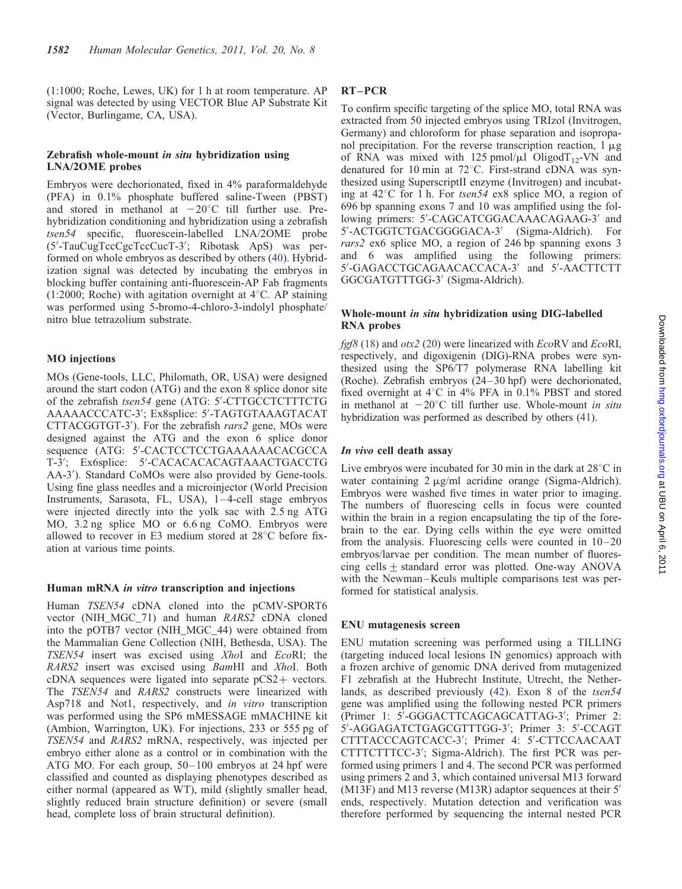(1:1000; Roche, Lewes, UK) for 1 h at room temperature. AP signal was detected by using VECTOR Blue AP Substrate Kit (Vector, Burlingame, CA, USA).

### Zebrafish whole-mount *in situ* hybridization using LNA/2OME probes

Embryos were dechorionated, fixed in 4% paraformaldehyde (PFA) in 0.1% phosphate buffered saline-Tween (PBST) and stored in methanol at $-20°C$ till further use. Prehybridization conditioning and hybridization using a zebrafish *tsen54* specific, fluorescein-labelled LNA/2OME probe (5′-TauCugTccCgcTccCucT-3′; Ribotask ApS) was performed on whole embryos as described by others (40). Hybridization signal was detected by incubating the embryos in blocking buffer containing anti-fluorescein-AP Fab fragments (1:2000; Roche) with agitation overnight at 4°C. AP staining was performed using 5-bromo-4-chloro-3-indolyl phosphate/nitro blue tetrazolium substrate.

### MO injections

MOs (Gene-tools, LLC, Philomath, OR, USA) were designed around the start codon (ATG) and the exon 8 splice donor site of the zebrafish *tsen54* gene (ATG: 5′-CTTGCCTCTTTCTG AAAAACCCATC-3′; Ex8splice: 5′-TAGTGTAAAGTACAT CTTACGGTGT-3′). For the zebrafish *rars2* gene, MOs were designed against the ATG and the exon 6 splice donor sequence (ATG: 5′-CACTCCTCCTGAAAAAACACGCCA T-3′; Ex6splice: 5′-CACACACACAGTAAACTGACCTG AA-3′). Standard CoMOs were also provided by Gene-tools. Using fine glass needles and a microinjector (World Precision Instruments, Sarasota, FL, USA), 1–4-cell stage embryos were injected directly into the yolk sac with 2.5 ng ATG MO, 3.2 ng splice MO or 6.6 ng CoMO. Embryos were allowed to recover in E3 medium stored at 28°C before fixation at various time points.

### Human mRNA *in vitro* transcription and injections

Human *TSEN54* cDNA cloned into the pCMV-SPORT6 vector (NIH_MGC_71) and human *RARS2* cDNA cloned into the pOTB7 vector (NIH_MGC_44) were obtained from the Mammalian Gene Collection (NIH, Bethesda, USA). The *TSEN54* insert was excised using *Xho*I and *Eco*RI; the *RARS2* insert was excised using *Bam*HI and *Xho*I. Both cDNA sequences were ligated into separate pCS2+ vectors. The *TSEN54* and *RARS2* constructs were linearized with Asp718 and Not1, respectively, and *in vitro* transcription was performed using the SP6 mMESSAGE mMACHINE kit (Ambion, Warrington, UK). For injections, 233 or 555 pg of *TSEN54* and *RARS2* mRNA, respectively, was injected per embryo either alone as a control or in combination with the ATG MO. For each group, 50–100 embryos at 24 hpf were classified and counted as displaying phenotypes described as either normal (appeared as WT), mild (slightly smaller head, slightly reduced brain structure definition) or severe (small head, complete loss of brain structural definition).

### RT–PCR

To confirm specific targeting of the splice MO, total RNA was extracted from 50 injected embryos using TRIzol (Invitrogen, Germany) and chloroform for phase separation and isopropanol precipitation. For the reverse transcription reaction, 1 μg of RNA was mixed with 125 pmol/μl Oligod$T_{12}$-VN and denatured for 10 min at 72°C. First-strand cDNA was synthesized using SuperscriptII enzyme (Invitrogen) and incubating at 42°C for 1 h. For *tsen54* ex8 splice MO, a region of 696 bp spanning exons 7 and 10 was amplified using the following primers: 5′-CAGCATCGGACAAACAGAAG-3′ and 5′-ACTGGTCTGACGGGGACA-3′ (Sigma-Aldrich). For *rars2* ex6 splice MO, a region of 246 bp spanning exons 3 and 6 was amplified using the following primers: 5′-GAGACCTGCAGAACACCACA-3′ and 5′-AACTTCTT GGCGATGTTTGG-3′ (Sigma-Aldrich).

### Whole-mount *in situ* hybridization using DIG-labelled RNA probes

*fgf8* (18) and *otx2* (20) were linearized with *Eco*RV and *Eco*RI, respectively, and digoxigenin (DIG)-RNA probes were synthesized using the SP6/T7 polymerase RNA labelling kit (Roche). Zebrafish embryos (24–30 hpf) were dechorionated, fixed overnight at 4°C in 4% PFA in 0.1% PBST and stored in methanol at $-20°C$ till further use. Whole-mount *in situ* hybridization was performed as described by others (41).

### *In vivo* cell death assay

Live embryos were incubated for 30 min in the dark at 28°C in water containing 2 μg/ml acridine orange (Sigma-Aldrich). Embryos were washed five times in water prior to imaging. The numbers of fluorescing cells in focus were counted within the brain in a region encapsulating the tip of the forebrain to the ear. Dying cells within the eye were omitted from the analysis. Fluorescing cells were counted in 10–20 embryos/larvae per condition. The mean number of fluorescing cells ± standard error was plotted. One-way ANOVA with the Newman–Keuls multiple comparisons test was performed for statistical analysis.

### ENU mutagenesis screen

ENU mutation screening was performed using a TILLING (targeting induced local lesions IN genomics) approach with a frozen archive of genomic DNA derived from mutagenized F1 zebrafish at the Hubrecht Institute, Utrecht, the Netherlands, as described previously (42). Exon 8 of the *tsen54* gene was amplified using the following nested PCR primers (Primer 1: 5′-GGGACTTCAGCAGCATTAG-3′; Primer 2: 5′-AGGAGATCTGAGCGTTTGG-3′; Primer 3: 5′-CCAGT CTTTACCCAGTCACC-3′; Primer 4: 5′-CTTCCAACAAT CTTTCTTTCC-3′; Sigma-Aldrich). The first PCR was performed using primers 1 and 4. The second PCR was performed using primers 2 and 3, which contained universal M13 forward (M13F) and M13 reverse (M13R) adaptor sequences at their 5′ ends, respectively. Mutation detection and verification was therefore performed by sequencing the internal nested PCR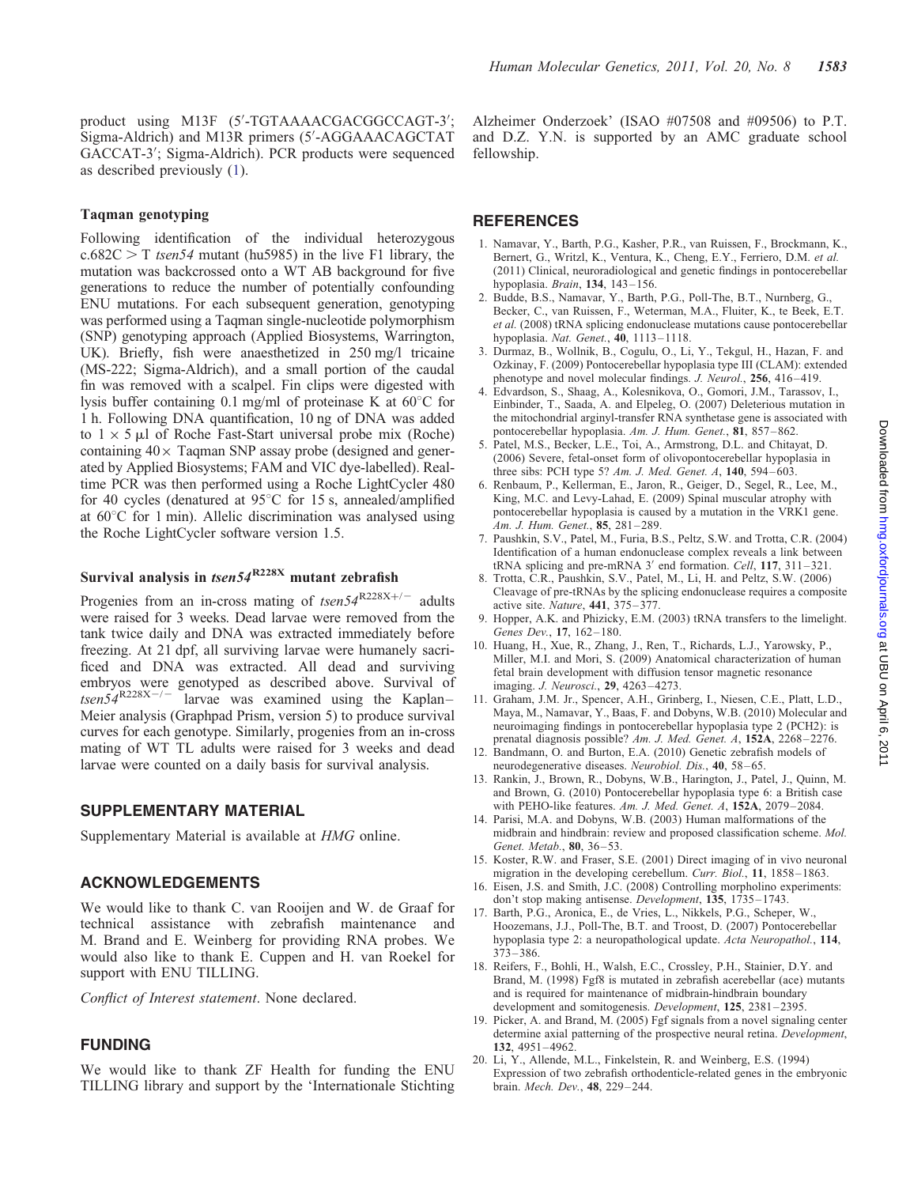product using M13F (5′-TGTAAAACGACGGCCAGT-3′; Sigma-Aldrich) and M13R primers (5′-AGGAAACAGCTATGACCAT-3′; Sigma-Aldrich). PCR products were sequenced as described previously (1).

### Taqman genotyping

Following identification of the individual heterozygous c.682C > T *tsen54* mutant (hu5985) in the live F1 library, the mutation was backcrossed onto a WT AB background for five generations to reduce the number of potentially confounding ENU mutations. For each subsequent generation, genotyping was performed using a Taqman single-nucleotide polymorphism (SNP) genotyping approach (Applied Biosystems, Warrington, UK). Briefly, fish were anaesthetized in 250 mg/l tricaine (MS-222; Sigma-Aldrich), and a small portion of the caudal fin was removed with a scalpel. Fin clips were digested with lysis buffer containing 0.1 mg/ml of proteinase K at 60°C for 1 h. Following DNA quantification, 10 ng of DNA was added to 1 × 5 µl of Roche Fast-Start universal probe mix (Roche) containing 40× Taqman SNP assay probe (designed and generated by Applied Biosystems; FAM and VIC dye-labelled). Real-time PCR was then performed using a Roche LightCycler 480 for 40 cycles (denatured at 95°C for 15 s, annealed/amplified at 60°C for 1 min). Allelic discrimination was analysed using the Roche LightCycler software version 1.5.

### Survival analysis in *tsen54*$^{R228X}$ mutant zebrafish

Progenies from an in-cross mating of *tsen54*$^{R228X+/-}$ adults were raised for 3 weeks. Dead larvae were removed from the tank twice daily and DNA was extracted immediately before freezing. At 21 dpf, all surviving larvae were humanely sacrificed and DNA was extracted. All dead and surviving embryos were genotyped as described above. Survival of *tsen54*$^{R228X-/-}$ larvae was examined using the Kaplan–Meier analysis (Graphpad Prism, version 5) to produce survival curves for each genotype. Similarly, progenies from an in-cross mating of WT TL adults were raised for 3 weeks and dead larvae were counted on a daily basis for survival analysis.

## SUPPLEMENTARY MATERIAL

Supplementary Material is available at *HMG* online.

## ACKNOWLEDGEMENTS

We would like to thank C. van Rooijen and W. de Graaf for technical assistance with zebrafish maintenance and M. Brand and E. Weinberg for providing RNA probes. We would also like to thank E. Cuppen and H. van Roekel for support with ENU TILLING.

*Conflict of Interest statement*. None declared.

## FUNDING

We would like to thank ZF Health for funding the ENU TILLING library and support by the 'Internationale Stichting Alzheimer Onderzoek' (ISAO #07508 and #09506) to P.T. and D.Z. Y.N. is supported by an AMC graduate school fellowship.

## REFERENCES

1. Namavar, Y., Barth, P.G., Kasher, P.R., van Ruissen, F., Brockmann, K., Bernert, G., Writzl, K., Ventura, K., Cheng, E.Y., Ferriero, D.M. *et al.* (2011) Clinical, neuroradiological and genetic findings in pontocerebellar hypoplasia. *Brain*, **134**, 143–156.
2. Budde, B.S., Namavar, Y., Barth, P.G., Poll-The, B.T., Nurnberg, G., Becker, C., van Ruissen, F., Weterman, M.A., Fluiter, K., te Beek, E.T. *et al.* (2008) tRNA splicing endonuclease mutations cause pontocerebellar hypoplasia. *Nat. Genet.*, **40**, 1113–1118.
3. Durmaz, B., Wollnik, B., Cogulu, O., Li, Y., Tekgul, H., Hazan, F. and Ozkinay, F. (2009) Pontocerebellar hypoplasia type III (CLAM): extended phenotype and novel molecular findings. *J. Neurol.*, **256**, 416–419.
4. Edvardson, S., Shaag, A., Kolesnikova, O., Gomori, J.M., Tarassov, I., Einbinder, T., Saada, A. and Elpeleg, O. (2007) Deleterious mutation in the mitochondrial arginyl-transfer RNA synthetase gene is associated with pontocerebellar hypoplasia. *Am. J. Hum. Genet.*, **81**, 857–862.
5. Patel, M.S., Becker, L.E., Toi, A., Armstrong, D.L. and Chitayat, D. (2006) Severe, fetal-onset form of olivopontocerebellar hypoplasia in three sibs: PCH type 5? *Am. J. Med. Genet. A*, **140**, 594–603.
6. Renbaum, P., Kellerman, E., Jaron, R., Geiger, D., Segel, R., Lee, M., King, M.C. and Levy-Lahad, E. (2009) Spinal muscular atrophy with pontocerebellar hypoplasia is caused by a mutation in the VRK1 gene. *Am. J. Hum. Genet.*, **85**, 281–289.
7. Paushkin, S.V., Patel, M., Furia, B.S., Peltz, S.W. and Trotta, C.R. (2004) Identification of a human endonuclease complex reveals a link between tRNA splicing and pre-mRNA 3′ end formation. *Cell*, **117**, 311–321.
8. Trotta, C.R., Paushkin, S.V., Patel, M., Li, H. and Peltz, S.W. (2006) Cleavage of pre-tRNAs by the splicing endonuclease requires a composite active site. *Nature*, **441**, 375–377.
9. Hopper, A.K. and Phizicky, E.M. (2003) tRNA transfers to the limelight. *Genes Dev.*, **17**, 162–180.
10. Huang, H., Xue, R., Zhang, J., Ren, T., Richards, L.J., Yarowsky, P., Miller, M.I. and Mori, S. (2009) Anatomical characterization of human fetal brain development with diffusion tensor magnetic resonance imaging. *J. Neurosci.*, **29**, 4263–4273.
11. Graham, J.M. Jr., Spencer, A.H., Grinberg, I., Niesen, C.E., Platt, L.D., Maya, M., Namavar, Y., Baas, F. and Dobyns, W.B. (2010) Molecular and neuroimaging findings in pontocerebellar hypoplasia type 2 (PCH2): is prenatal diagnosis possible? *Am. J. Med. Genet. A*, **152A**, 2268–2276.
12. Bandmann, O. and Burton, E.A. (2010) Genetic zebrafish models of neurodegenerative diseases. *Neurobiol. Dis.*, **40**, 58–65.
13. Rankin, J., Brown, R., Dobyns, W.B., Harington, J., Patel, J., Quinn, M. and Brown, G. (2010) Pontocerebellar hypoplasia type 6: a British case with PEHO-like features. *Am. J. Med. Genet. A*, **152A**, 2079–2084.
14. Parisi, M.A. and Dobyns, W.B. (2003) Human malformations of the midbrain and hindbrain: review and proposed classification scheme. *Mol. Genet. Metab.*, **80**, 36–53.
15. Koster, R.W. and Fraser, S.E. (2001) Direct imaging of in vivo neuronal migration in the developing cerebellum. *Curr. Biol.*, **11**, 1858–1863.
16. Eisen, J.S. and Smith, J.C. (2008) Controlling morpholino experiments: don't stop making antisense. *Development*, **135**, 1735–1743.
17. Barth, P.G., Aronica, E., de Vries, L., Nikkels, P.G., Scheper, W., Hoozemans, J.J., Poll-The, B.T. and Troost, D. (2007) Pontocerebellar hypoplasia type 2: a neuropathological update. *Acta Neuropathol.*, **114**, 373–386.
18. Reifers, F., Bohli, H., Walsh, E.C., Crossley, P.H., Stainier, D.Y. and Brand, M. (1998) Fgf8 is mutated in zebrafish acerebellar (ace) mutants and is required for maintenance of midbrain-hindbrain boundary development and somitogenesis. *Development*, **125**, 2381–2395.
19. Picker, A. and Brand, M. (2005) Fgf signals from a novel signaling center determine axial patterning of the prospective neural retina. *Development*, **132**, 4951–4962.
20. Li, Y., Allende, M.L., Finkelstein, R. and Weinberg, E.S. (1994) Expression of two zebrafish orthodenticle-related genes in the embryonic brain. *Mech. Dev.*, **48**, 229–244.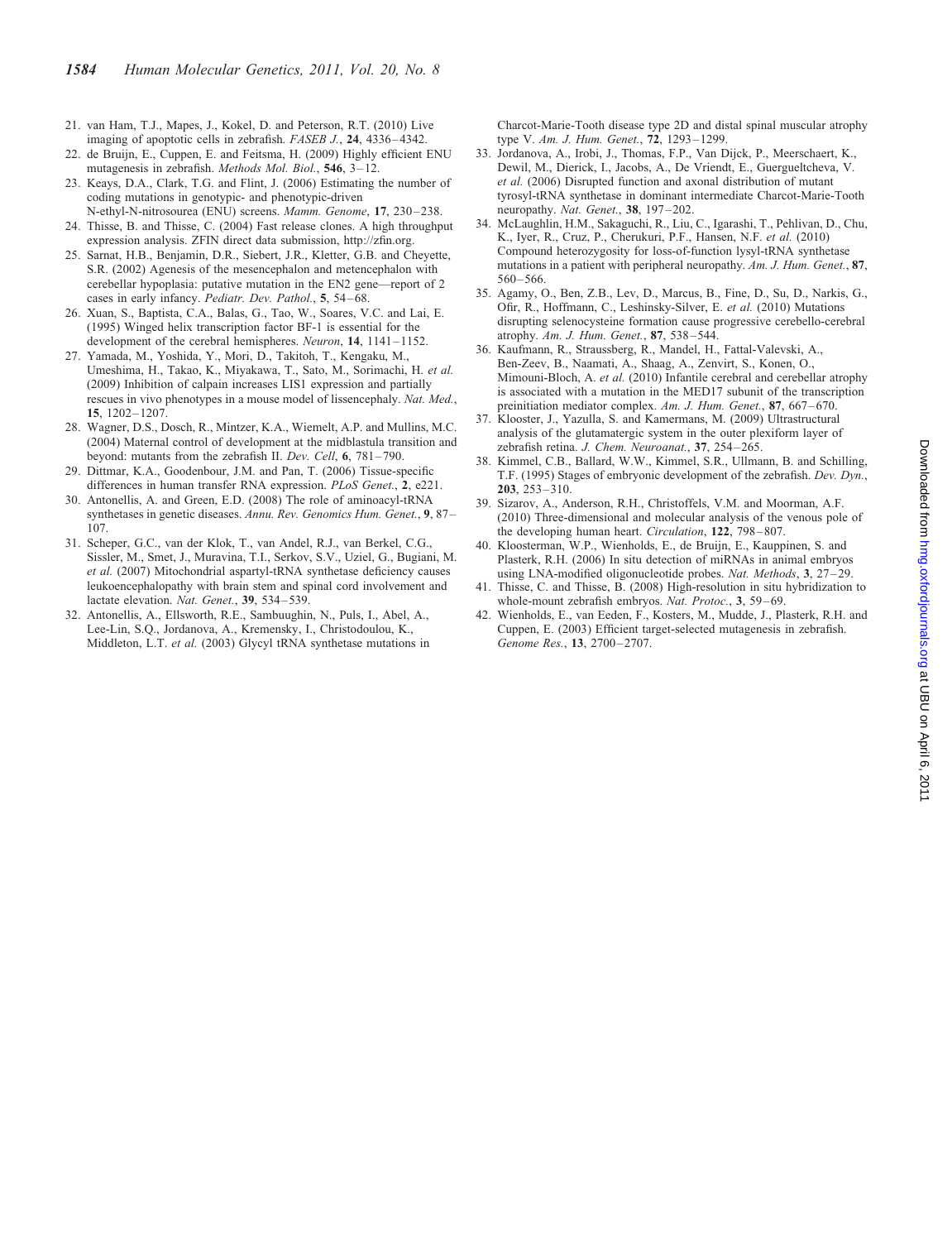21. van Ham, T.J., Mapes, J., Kokel, D. and Peterson, R.T. (2010) Live imaging of apoptotic cells in zebrafish. *FASEB J.*, **24**, 4336–4342.
22. de Bruijn, E., Cuppen, E. and Feitsma, H. (2009) Highly efficient ENU mutagenesis in zebrafish. *Methods Mol. Biol.*, **546**, 3–12.
23. Keays, D.A., Clark, T.G. and Flint, J. (2006) Estimating the number of coding mutations in genotypic- and phenotypic-driven N-ethyl-N-nitrosourea (ENU) screens. *Mamm. Genome*, **17**, 230–238.
24. Thisse, B. and Thisse, C. (2004) Fast release clones. A high throughput expression analysis. ZFIN direct data submission, http://zfin.org.
25. Sarnat, H.B., Benjamin, D.R., Siebert, J.R., Kletter, G.B. and Cheyette, S.R. (2002) Agenesis of the mesencephalon and metencephalon with cerebellar hypoplasia: putative mutation in the EN2 gene—report of 2 cases in early infancy. *Pediatr. Dev. Pathol.*, **5**, 54–68.
26. Xuan, S., Baptista, C.A., Balas, G., Tao, W., Soares, V.C. and Lai, E. (1995) Winged helix transcription factor BF-1 is essential for the development of the cerebral hemispheres. *Neuron*, **14**, 1141–1152.
27. Yamada, M., Yoshida, Y., Mori, D., Takitoh, T., Kengaku, M., Umeshima, H., Takao, K., Miyakawa, T., Sato, M., Sorimachi, H. *et al.* (2009) Inhibition of calpain increases LIS1 expression and partially rescues in vivo phenotypes in a mouse model of lissencephaly. *Nat. Med.*, **15**, 1202–1207.
28. Wagner, D.S., Dosch, R., Mintzer, K.A., Wiemelt, A.P. and Mullins, M.C. (2004) Maternal control of development at the midblastula transition and beyond: mutants from the zebrafish II. *Dev. Cell*, **6**, 781–790.
29. Dittmar, K.A., Goodenbour, J.M. and Pan, T. (2006) Tissue-specific differences in human transfer RNA expression. *PLoS Genet.*, **2**, e221.
30. Antonellis, A. and Green, E.D. (2008) The role of aminoacyl-tRNA synthetases in genetic diseases. *Annu. Rev. Genomics Hum. Genet.*, **9**, 87–107.
31. Scheper, G.C., van der Klok, T., van Andel, R.J., van Berkel, C.G., Sissler, M., Smet, J., Muravina, T.I., Serkov, S.V., Uziel, G., Bugiani, M. *et al.* (2007) Mitochondrial aspartyl-tRNA synthetase deficiency causes leukoencephalopathy with brain stem and spinal cord involvement and lactate elevation. *Nat. Genet.*, **39**, 534–539.
32. Antonellis, A., Ellsworth, R.E., Sambuughin, N., Puls, I., Abel, A., Lee-Lin, S.Q., Jordanova, A., Kremensky, I., Christodoulou, K., Middleton, L.T. *et al.* (2003) Glycyl tRNA synthetase mutations in Charcot-Marie-Tooth disease type 2D and distal spinal muscular atrophy type V. *Am. J. Hum. Genet.*, **72**, 1293–1299.
33. Jordanova, A., Irobi, J., Thomas, F.P., Van Dijck, P., Meerschaert, K., Dewil, M., Dierick, I., Jacobs, A., De Vriendt, E., Guergueltcheva, V. *et al.* (2006) Disrupted function and axonal distribution of mutant tyrosyl-tRNA synthetase in dominant intermediate Charcot-Marie-Tooth neuropathy. *Nat. Genet.*, **38**, 197–202.
34. McLaughlin, H.M., Sakaguchi, R., Liu, C., Igarashi, T., Pehlivan, D., Chu, K., Iyer, R., Cruz, P., Cherukuri, P.F., Hansen, N.F. *et al.* (2010) Compound heterozygosity for loss-of-function lysyl-tRNA synthetase mutations in a patient with peripheral neuropathy. *Am. J. Hum. Genet.*, **87**, 560–566.
35. Agamy, O., Ben, Z.B., Lev, D., Marcus, B., Fine, D., Su, D., Narkis, G., Ofir, R., Hoffmann, C., Leshinsky-Silver, E. *et al.* (2010) Mutations disrupting selenocysteine formation cause progressive cerebello-cerebral atrophy. *Am. J. Hum. Genet.*, **87**, 538–544.
36. Kaufmann, R., Straussberg, R., Mandel, H., Fattal-Valevski, A., Ben-Zeev, B., Naamati, A., Shaag, A., Zenvirt, S., Konen, O., Mimouni-Bloch, A. *et al.* (2010) Infantile cerebral and cerebellar atrophy is associated with a mutation in the MED17 subunit of the transcription preinitiation mediator complex. *Am. J. Hum. Genet.*, **87**, 667–670.
37. Klooster, J., Yazulla, S. and Kamermans, M. (2009) Ultrastructural analysis of the glutamatergic system in the outer plexiform layer of zebrafish retina. *J. Chem. Neuroanat.*, **37**, 254–265.
38. Kimmel, C.B., Ballard, W.W., Kimmel, S.R., Ullmann, B. and Schilling, T.F. (1995) Stages of embryonic development of the zebrafish. *Dev. Dyn.*, **203**, 253–310.
39. Sizarov, A., Anderson, R.H., Christoffels, V.M. and Moorman, A.F. (2010) Three-dimensional and molecular analysis of the venous pole of the developing human heart. *Circulation*, **122**, 798–807.
40. Kloosterman, W.P., Wienholds, E., de Bruijn, E., Kauppinen, S. and Plasterk, R.H. (2006) In situ detection of miRNAs in animal embryos using LNA-modified oligonucleotide probes. *Nat. Methods*, **3**, 27–29.
41. Thisse, C. and Thisse, B. (2008) High-resolution in situ hybridization to whole-mount zebrafish embryos. *Nat. Protoc.*, **3**, 59–69.
42. Wienholds, E., van Eeden, F., Kosters, M., Mudde, J., Plasterk, R.H. and Cuppen, E. (2003) Efficient target-selected mutagenesis in zebrafish. *Genome Res.*, **13**, 2700–2707.